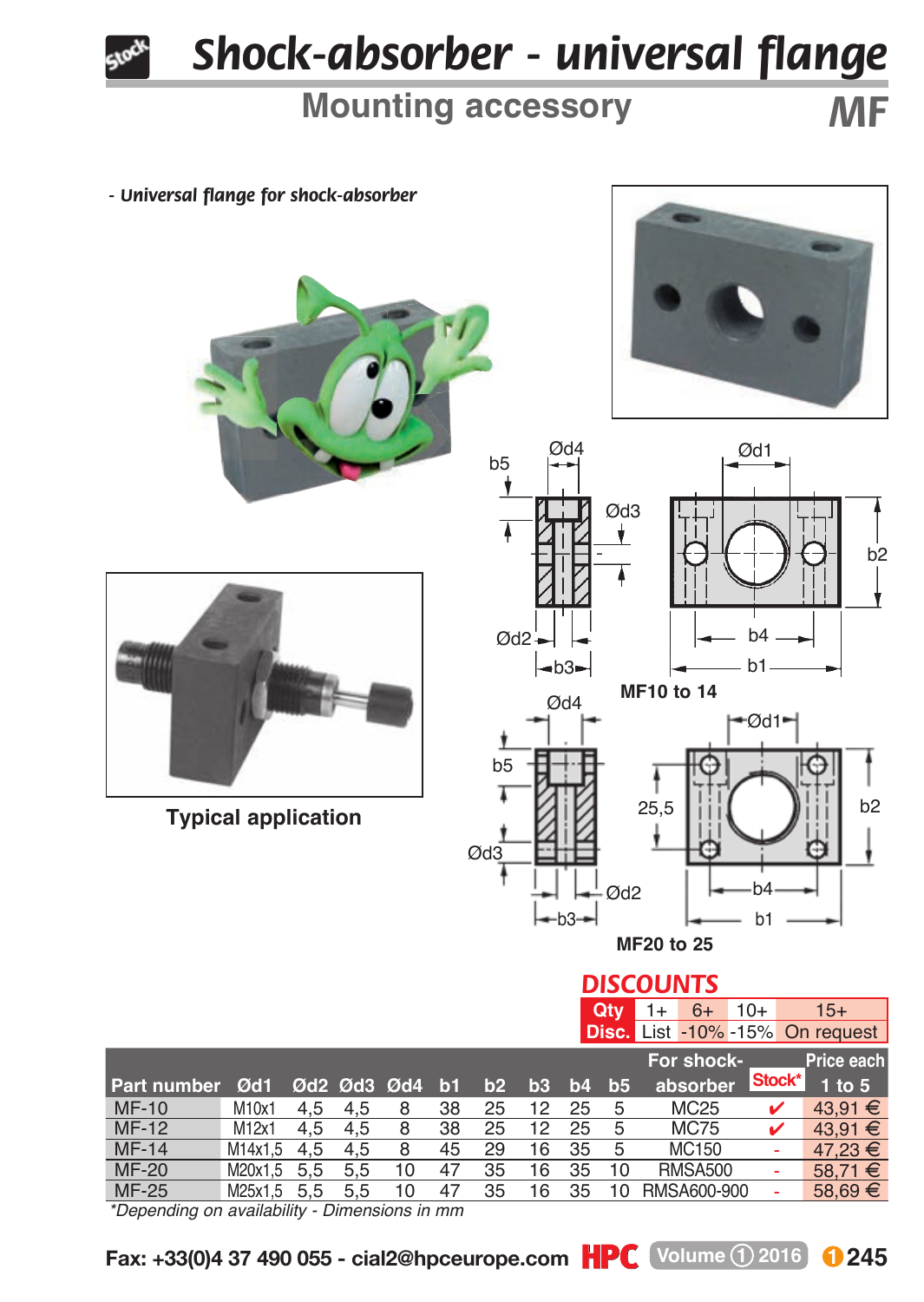# Shock-absorber - universal flange

## Mounting accessory

**MF**

- *Universal flange for shock-absorber*

Typical application

MF10 to 14

MF20 to 25

## DISCOUNTS

| Qty | 1+ | 6+ | 10+ | 15+ |
|---|---|---|---|---|
| Disc. | List | -10% | -15% | On request |

| Part number | Ød1 | Ød2 | Ød3 | Ød4 | b1 | b2 | b3 | b4 | b5 | For shock-absorber | Stock* | Price each 1 to 5 |
|---|---|---|---|---|---|---|---|---|---|---|---|---|
| MF-10 | M10x1 | 4,5 | 4,5 | 8 | 38 | 25 | 12 | 25 | 5 | MC25 | ✔ | 43,91 € |
| MF-12 | M12x1 | 4,5 | 4,5 | 8 | 38 | 25 | 12 | 25 | 5 | MC75 | ✔ | 43,91 € |
| MF-14 | M14x1,5 | 4,5 | 4,5 | 8 | 45 | 29 | 16 | 35 | 5 | MC150 | - | 47,23 € |
| MF-20 | M20x1,5 | 5,5 | 5,5 | 10 | 47 | 35 | 16 | 35 | 10 | RMSA500 | - | 58,71 € |
| MF-25 | M25x1,5 | 5,5 | 5,5 | 10 | 47 | 35 | 16 | 35 | 10 | RMSA600-900 | - | 58,69 € |

*Depending on availability - Dimensions in mm

Fax: +33(0)4 37 490 055 - cial2@hpceurope.com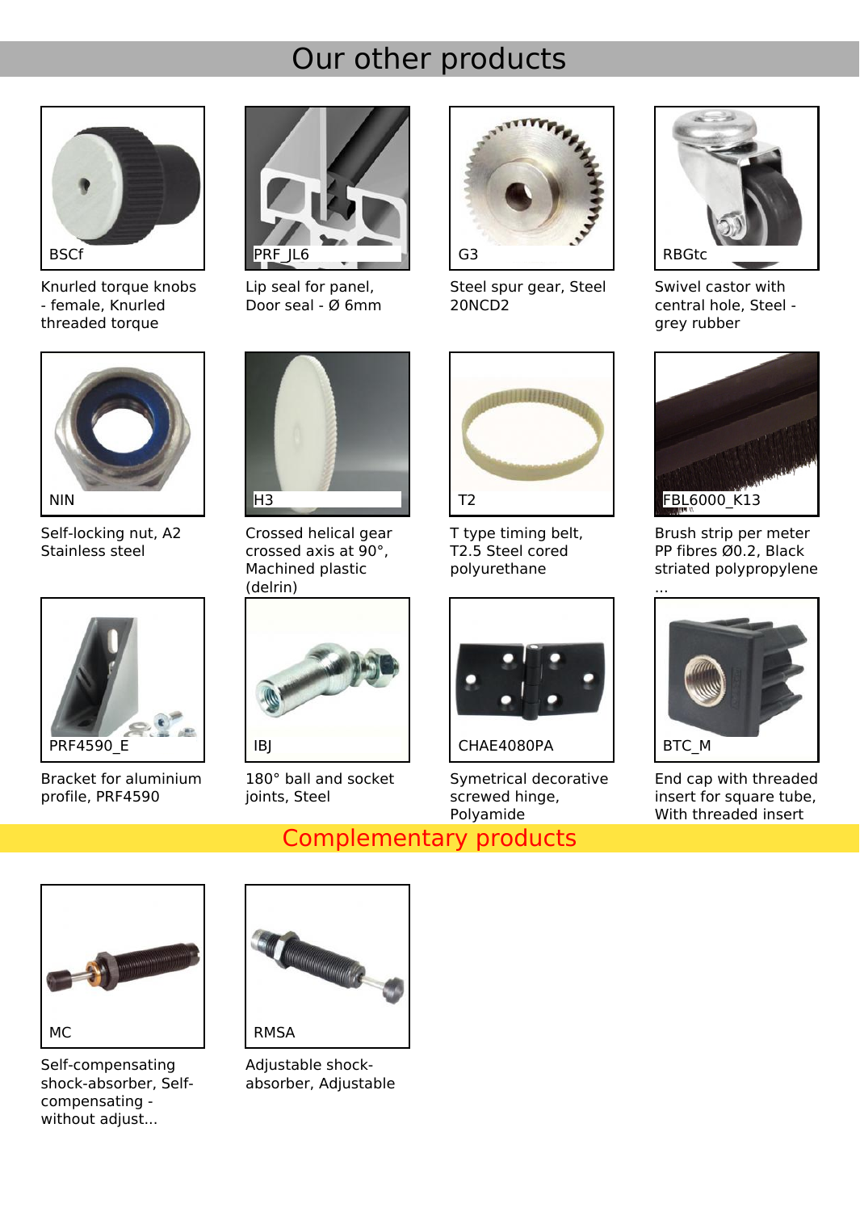# Our other products

BSCf

Knurled torque knobs - female, Knurled threaded torque

PRF_JL6

Lip seal for panel, Door seal - Ø 6mm

G3

Steel spur gear, Steel 20NCD2

RBGtc

Swivel castor with central hole, Steel - grey rubber

NIN

Self-locking nut, A2 Stainless steel

H3

Crossed helical gear crossed axis at 90°, Machined plastic (delrin)

T2

T type timing belt, T2.5 Steel cored polyurethane

FBL6000_K13

Brush strip per meter PP fibres Ø0.2, Black striated polypropylene ...

PRF4590_E

Bracket for aluminium profile, PRF4590

IBJ

180° ball and socket joints, Steel

CHAE4080PA

Symetrical decorative screwed hinge, Polyamide

BTC_M

End cap with threaded insert for square tube, With threaded insert

# Complementary products

MC

Self-compensating shock-absorber, Self-compensating - without adjust...

RMSA

Adjustable shock-absorber, Adjustable